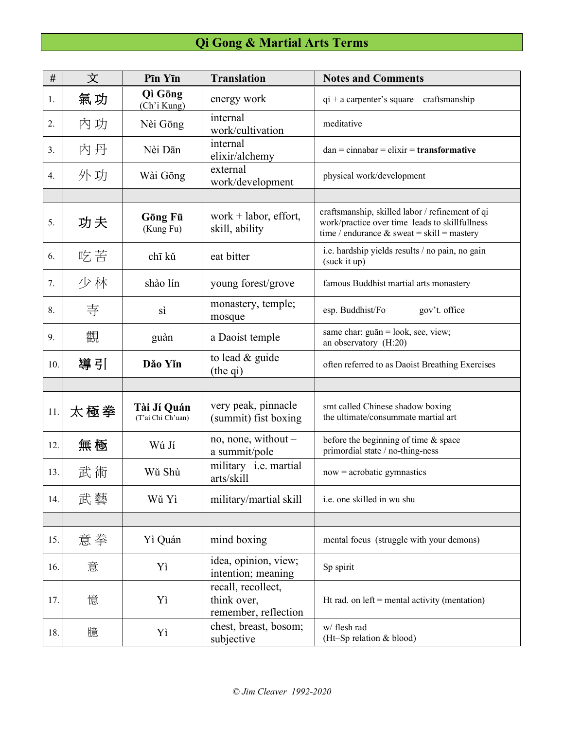# Qi Gong & Martial Arts Terms

| # | 文 | Pīn Yīn | Translation | Notes and Comments |
|---|---|---|---|---|
| 1. | **氣 功** | **Qì Gōng** (Ch'i Kung) | energy work | qi + a carpenter's square – craftsmanship |
| 2. | 內 功 | Nèi Gōng | internal work/cultivation | meditative |
| 3. | 內 丹 | Nèi Dān | internal elixir/alchemy | dan = cinnabar = elixir = **transformative** |
| 4. | 外 功 | Wài Gōng | external work/development | physical work/development |
| | | | | |
| 5. | **功 夫** | **Gōng Fū** (Kung Fu) | work + labor, effort, skill, ability | craftsmanship, skilled labor / refinement of qi work/practice over time leads to skillfullness time / endurance & sweat = skill = mastery |
| 6. | 吃 苦 | chī kǔ | eat bitter | i.e. hardship yields results / no pain, no gain (suck it up) |
| 7. | 少 林 | shào lín | young forest/grove | famous Buddhist martial arts monastery |
| 8. | 寺 | sì | monastery, temple; mosque | esp. Buddhist/Fo gov't. office |
| 9. | 觀 | guàn | a Daoist temple | same char: guān = look, see, view; an observatory (H:20) |
| 10. | **導 引** | **Dǎo Yǐn** | to lead & guide (the qi) | often referred to as Daoist Breathing Exercises |
| | | | | |
| 11. | **太 極 拳** | **Tài Jí Quán** (T'ai Chi Ch'uan) | very peak, pinnacle (summit) fist boxing | smt called Chinese shadow boxing the ultimate/consummate martial art |
| 12. | **無 極** | Wú Jí | no, none, without – a summit/pole | before the beginning of time & space primordial state / no-thing-ness |
| 13. | 武 術 | Wǔ Shù | military i.e. martial arts/skill | now = acrobatic gymnastics |
| 14. | 武 藝 | Wǔ Yì | military/martial skill | i.e. one skilled in wu shu |
| | | | | |
| 15. | 意 拳 | Yì Quán | mind boxing | mental focus (struggle with your demons) |
| 16. | 意 | Yì | idea, opinion, view; intention; meaning | Sp spirit |
| 17. | 憶 | Yì | recall, recollect, think over, remember, reflection | Ht rad. on left = mental activity (mentation) |
| 18. | 臆 | Yì | chest, breast, bosom; subjective | w/ flesh rad (Ht–Sp relation & blood) |

*© Jim Cleaver 1992-2020*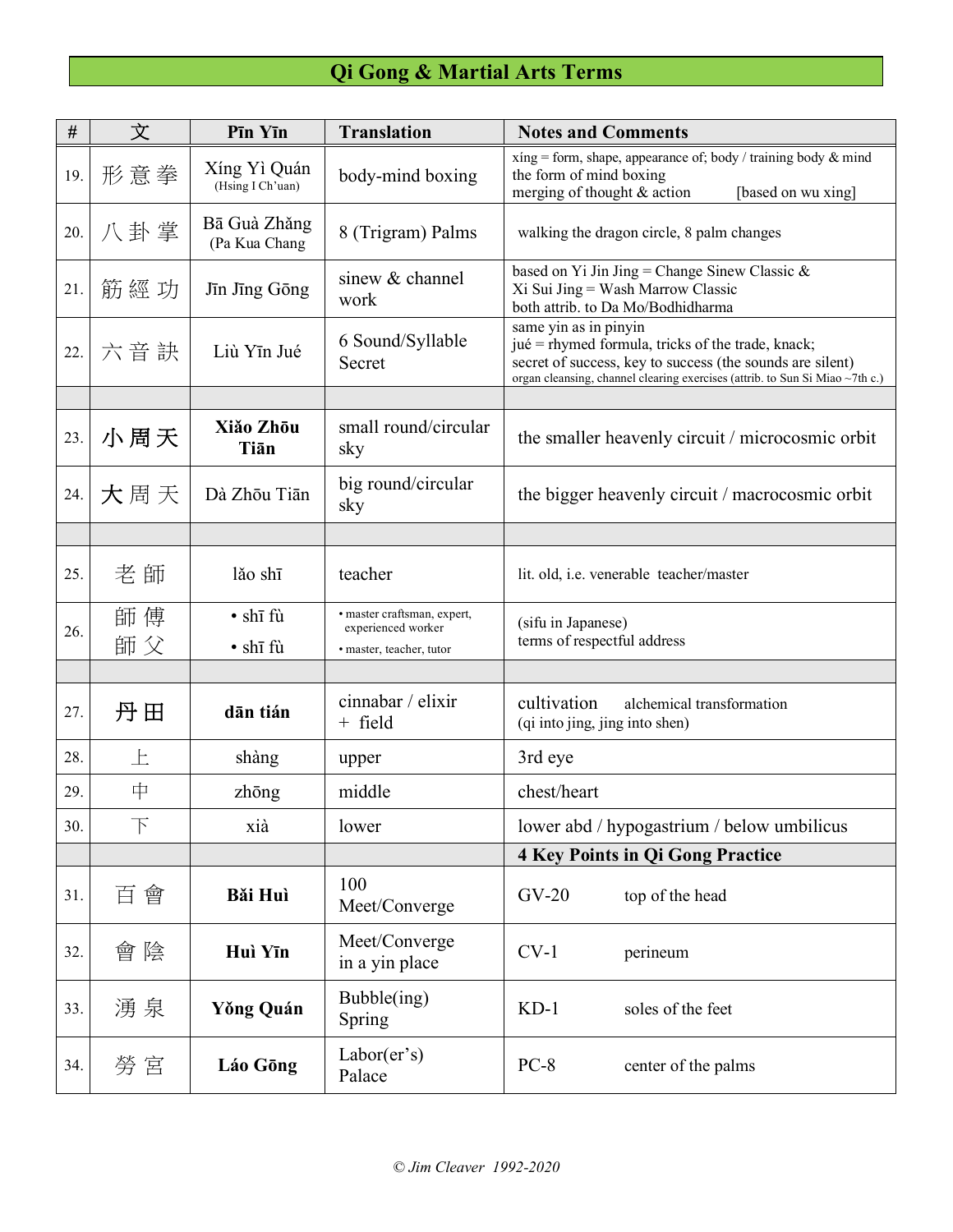## Qi Gong & Martial Arts Terms

| # | 文 | Pīn Yīn | Translation | Notes and Comments |
|---|---|---|---|---|
| 19. | 形 意 拳 | Xíng Yì Quán (Hsing I Ch'uan) | body-mind boxing | xíng = form, shape, appearance of; body / training body & mind<br>the form of mind boxing<br>merging of thought & action [based on wu xing] |
| 20. | 八 卦 掌 | Bā Guà Zhǎng (Pa Kua Chang | 8 (Trigram) Palms | walking the dragon circle, 8 palm changes |
| 21. | 筋 經 功 | Jīn Jīng Gōng | sinew & channel work | based on Yi Jin Jing = Change Sinew Classic &<br>Xi Sui Jing = Wash Marrow Classic<br>both attrib. to Da Mo/Bodhidharma |
| 22. | 六 音 訣 | Liù Yīn Jué | 6 Sound/Syllable Secret | same yin as in pinyin<br>jué = rhymed formula, tricks of the trade, knack;<br>secret of success, key to success (the sounds are silent)<br>organ cleansing, channel clearing exercises (attrib. to Sun Si Miao ~7th c.) |
| | | | | |
| 23. | **小** 周 天 | **Xiǎo Zhōu Tiān** | small round/circular sky | the smaller heavenly circuit / microcosmic orbit |
| 24. | **大** 周 天 | Dà Zhōu Tiān | big round/circular sky | the bigger heavenly circuit / macrocosmic orbit |
| | | | | |
| 25. | 老 師 | lǎo shī | teacher | lit. old, i.e. venerable teacher/master |
| 26. | 師 傅<br>師 父 | • shī fù<br>• shī fù | • master craftsman, expert, experienced worker<br>• master, teacher, tutor | (sifu in Japanese)<br>terms of respectful address |
| | | | | |
| 27. | **丹 田** | **dān tián** | cinnabar / elixir + field | cultivation alchemical transformation<br>(qi into jing, jing into shen) |
| 28. | 上 | shàng | upper | 3rd eye |
| 29. | 中 | zhōng | middle | chest/heart |
| 30. | 下 | xià | lower | lower abd / hypogastrium / below umbilicus |
| | | | | **4 Key Points in Qi Gong Practice** |
| 31. | 百 會 | **Bǎi Huì** | 100 Meet/Converge | GV-20 top of the head |
| 32. | 會 陰 | **Huì Yīn** | Meet/Converge in a yin place | CV-1 perineum |
| 33. | 湧 泉 | **Yǒng Quán** | Bubble(ing) Spring | KD-1 soles of the feet |
| 34. | 勞 宮 | **Láo Gōng** | Labor(er's) Palace | PC-8 center of the palms |

*© Jim Cleaver 1992-2020*